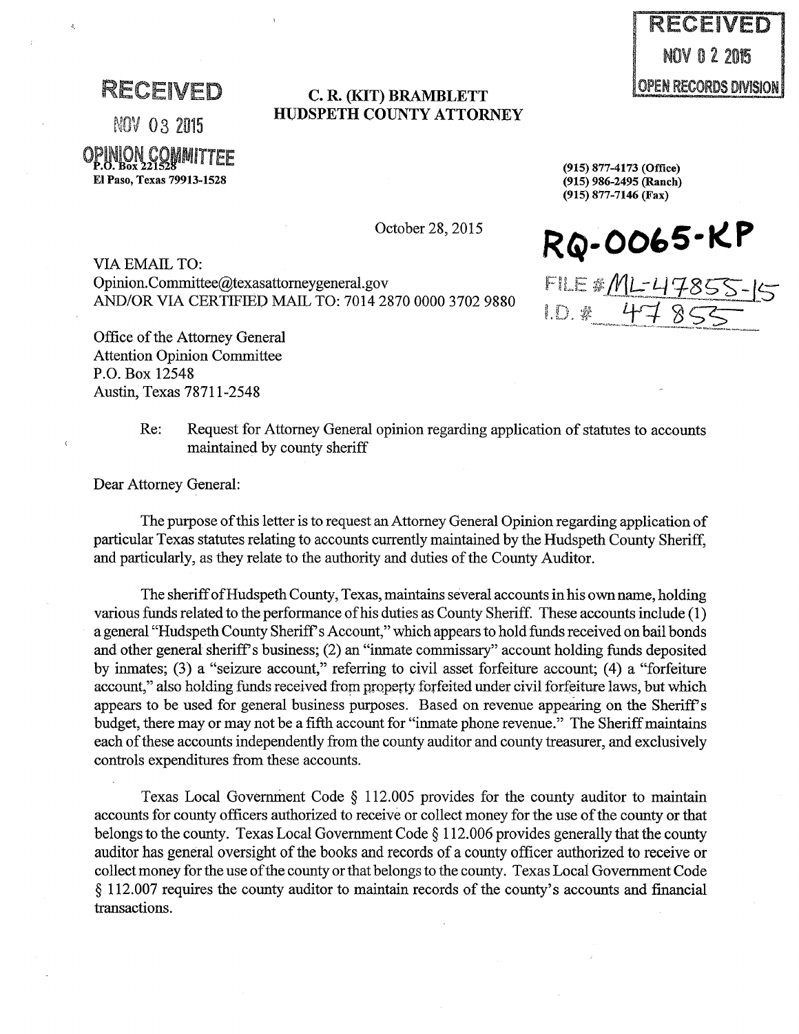RECEIVED

NOV 02 2015

OPEN RECORDS DIVISION

RECEIVED

NOV 03 2015

OPINION COMMITTEE

**C. R. (KIT) BRAMBLETT**
**HUDSPETH COUNTY ATTORNEY**

P.O. Box 221528
El Paso, Texas 79913-1528

(915) 877-4173 (Office)
(915) 986-2495 (Ranch)
(915) 877-7146 (Fax)

October 28, 2015

**RQ-0065-KP**

FILE # ML-47855-15
I.D. # 47855

VIA EMAIL TO:
Opinion.Committee@texasattorneygeneral.gov
AND/OR VIA CERTIFIED MAIL TO: 7014 2870 0000 3702 9880

Office of the Attorney General
Attention Opinion Committee
P.O. Box 12548
Austin, Texas 78711-2548

Re: Request for Attorney General opinion regarding application of statutes to accounts maintained by county sheriff

Dear Attorney General:

The purpose of this letter is to request an Attorney General Opinion regarding application of particular Texas statutes relating to accounts currently maintained by the Hudspeth County Sheriff, and particularly, as they relate to the authority and duties of the County Auditor.

The sheriff of Hudspeth County, Texas, maintains several accounts in his own name, holding various funds related to the performance of his duties as County Sheriff. These accounts include (1) a general "Hudspeth County Sheriff's Account," which appears to hold funds received on bail bonds and other general sheriff's business; (2) an "inmate commissary" account holding funds deposited by inmates; (3) a "seizure account," referring to civil asset forfeiture account; (4) a "forfeiture account," also holding funds received from property forfeited under civil forfeiture laws, but which appears to be used for general business purposes. Based on revenue appearing on the Sheriff's budget, there may or may not be a fifth account for "inmate phone revenue." The Sheriff maintains each of these accounts independently from the county auditor and county treasurer, and exclusively controls expenditures from these accounts.

Texas Local Government Code § 112.005 provides for the county auditor to maintain accounts for county officers authorized to receive or collect money for the use of the county or that belongs to the county. Texas Local Government Code § 112.006 provides generally that the county auditor has general oversight of the books and records of a county officer authorized to receive or collect money for the use of the county or that belongs to the county. Texas Local Government Code § 112.007 requires the county auditor to maintain records of the county's accounts and financial transactions.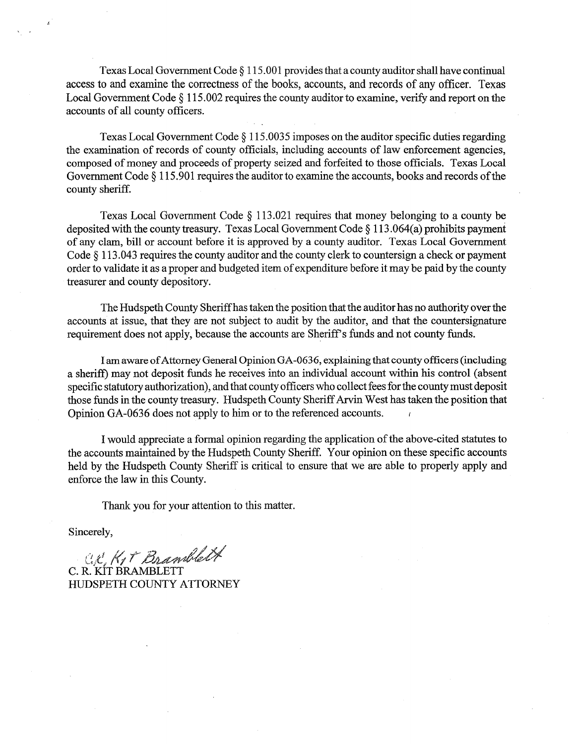Texas Local Government Code § 115.001 provides that a county auditor shall have continual access to and examine the correctness of the books, accounts, and records of any officer. Texas Local Government Code § 115.002 requires the county auditor to examine, verify and report on the accounts of all county officers.

Texas Local Government Code § 115.0035 imposes on the auditor specific duties regarding the examination of records of county officials, including accounts of law enforcement agencies, composed of money and proceeds of property seized and forfeited to those officials. Texas Local Government Code § 115.901 requires the auditor to examine the accounts, books and records of the county sheriff.

Texas Local Government Code § 113.021 requires that money belonging to a county be deposited with the county treasury. Texas Local Government Code § 113.064(a) prohibits payment of any clam, bill or account before it is approved by a county auditor. Texas Local Government Code § 113.043 requires the county auditor and the county clerk to countersign a check or payment order to validate it as a proper and budgeted item of expenditure before it may be paid by the county treasurer and county depository.

The Hudspeth County Sheriff has taken the position that the auditor has no authority over the accounts at issue, that they are not subject to audit by the auditor, and that the countersignature requirement does not apply, because the accounts are Sheriff's funds and not county funds.

I am aware of Attorney General Opinion GA-0636, explaining that county officers (including a sheriff) may not deposit funds he receives into an individual account within his control (absent specific statutory authorization), and that county officers who collect fees for the county must deposit those funds in the county treasury. Hudspeth County Sheriff Arvin West has taken the position that Opinion GA-0636 does not apply to him or to the referenced accounts.

I would appreciate a formal opinion regarding the application of the above-cited statutes to the accounts maintained by the Hudspeth County Sheriff. Your opinion on these specific accounts held by the Hudspeth County Sheriff is critical to ensure that we are able to properly apply and enforce the law in this County.

Thank you for your attention to this matter.

Sincerely,

C. R. Kit Bramblett

C. R. KIT BRAMBLETT
HUDSPETH COUNTY ATTORNEY